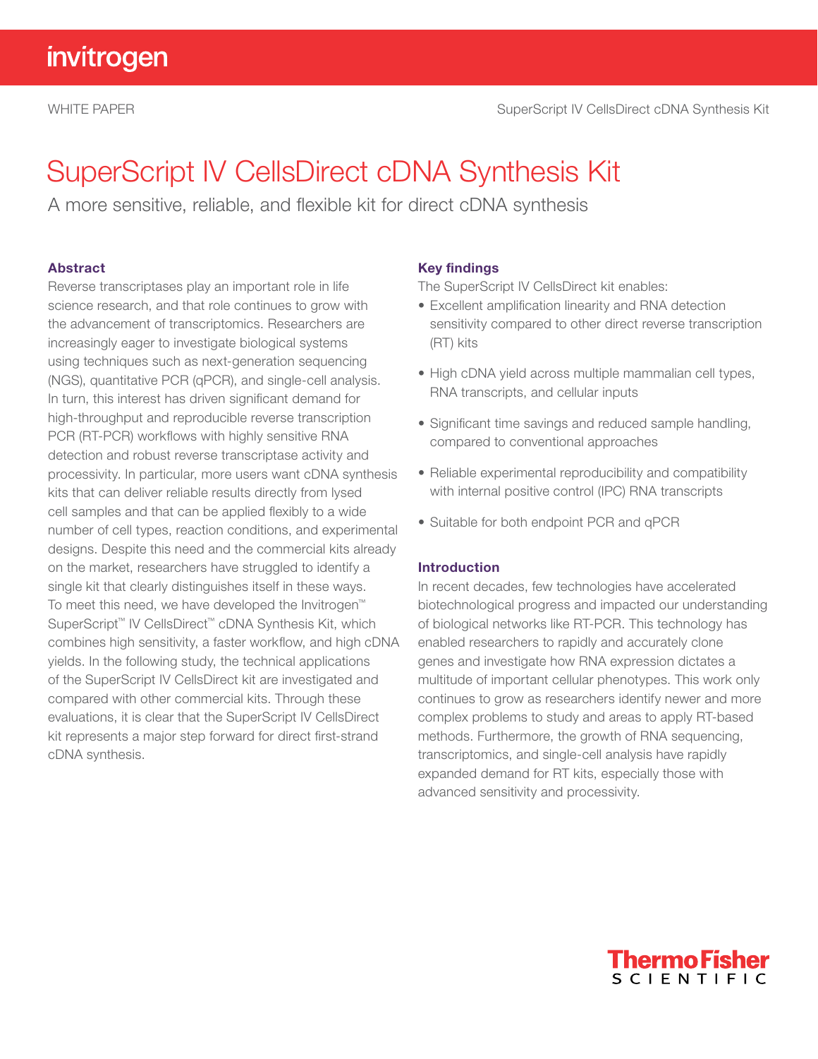WHITE PAPER

# SuperScript IV CellsDirect cDNA Synthesis Kit

A more sensitive, reliable, and flexible kit for direct cDNA synthesis

### Abstract

Reverse transcriptases play an important role in life science research, and that role continues to grow with the advancement of transcriptomics. Researchers are increasingly eager to investigate biological systems using techniques such as next-generation sequencing (NGS), quantitative PCR (qPCR), and single-cell analysis. In turn, this interest has driven significant demand for high-throughput and reproducible reverse transcription PCR (RT-PCR) workflows with highly sensitive RNA detection and robust reverse transcriptase activity and processivity. In particular, more users want cDNA synthesis kits that can deliver reliable results directly from lysed cell samples and that can be applied flexibly to a wide number of cell types, reaction conditions, and experimental designs. Despite this need and the commercial kits already on the market, researchers have struggled to identify a single kit that clearly distinguishes itself in these ways. To meet this need, we have developed the Invitrogen™ SuperScript™ IV CellsDirect™ cDNA Synthesis Kit, which combines high sensitivity, a faster workflow, and high cDNA yields. In the following study, the technical applications of the SuperScript IV CellsDirect kit are investigated and compared with other commercial kits. Through these evaluations, it is clear that the SuperScript IV CellsDirect kit represents a major step forward for direct first-strand cDNA synthesis.

### Key findings

The SuperScript IV CellsDirect kit enables:

- Excellent amplification linearity and RNA detection sensitivity compared to other direct reverse transcription (RT) kits
- High cDNA yield across multiple mammalian cell types, RNA transcripts, and cellular inputs
- Significant time savings and reduced sample handling, compared to conventional approaches
- Reliable experimental reproducibility and compatibility with internal positive control (IPC) RNA transcripts
- Suitable for both endpoint PCR and qPCR

### Introduction

In recent decades, few technologies have accelerated biotechnological progress and impacted our understanding of biological networks like RT-PCR. This technology has enabled researchers to rapidly and accurately clone genes and investigate how RNA expression dictates a multitude of important cellular phenotypes. This work only continues to grow as researchers identify newer and more complex problems to study and areas to apply RT-based methods. Furthermore, the growth of RNA sequencing, transcriptomics, and single-cell analysis have rapidly expanded demand for RT kits, especially those with advanced sensitivity and processivity.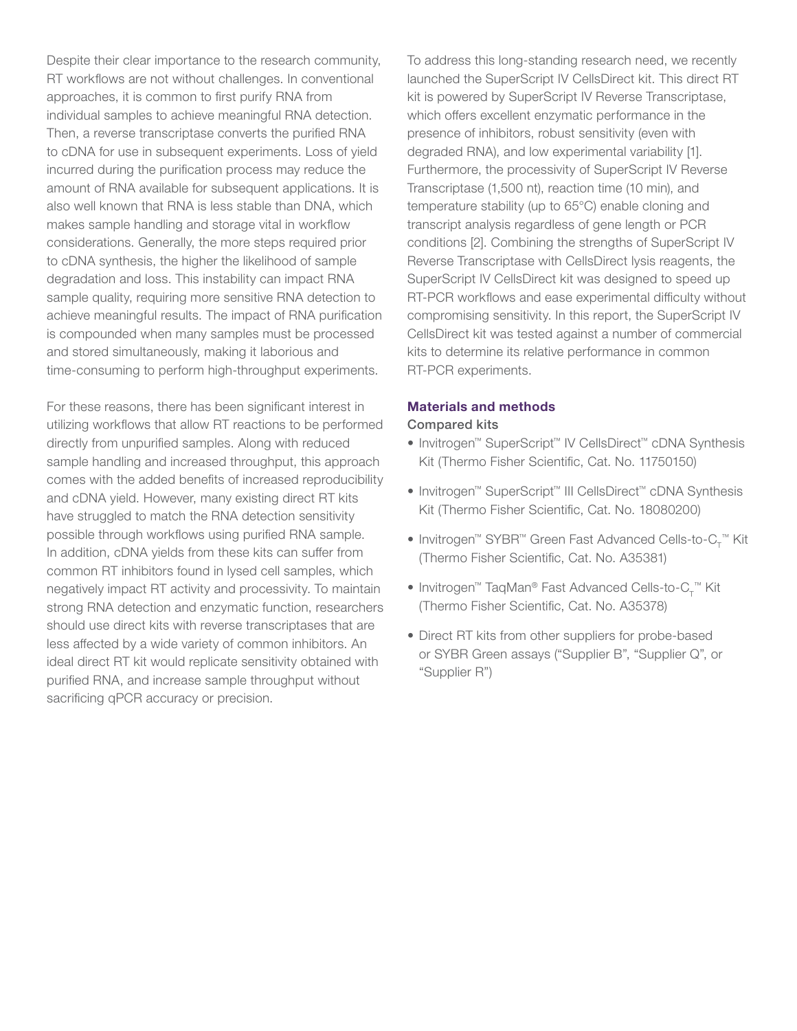Despite their clear importance to the research community, RT workflows are not without challenges. In conventional approaches, it is common to first purify RNA from individual samples to achieve meaningful RNA detection. Then, a reverse transcriptase converts the purified RNA to cDNA for use in subsequent experiments. Loss of yield incurred during the purification process may reduce the amount of RNA available for subsequent applications. It is also well known that RNA is less stable than DNA, which makes sample handling and storage vital in workflow considerations. Generally, the more steps required prior to cDNA synthesis, the higher the likelihood of sample degradation and loss. This instability can impact RNA sample quality, requiring more sensitive RNA detection to achieve meaningful results. The impact of RNA purification is compounded when many samples must be processed and stored simultaneously, making it laborious and time-consuming to perform high-throughput experiments.

For these reasons, there has been significant interest in utilizing workflows that allow RT reactions to be performed directly from unpurified samples. Along with reduced sample handling and increased throughput, this approach comes with the added benefits of increased reproducibility and cDNA yield. However, many existing direct RT kits have struggled to match the RNA detection sensitivity possible through workflows using purified RNA sample. In addition, cDNA yields from these kits can suffer from common RT inhibitors found in lysed cell samples, which negatively impact RT activity and processivity. To maintain strong RNA detection and enzymatic function, researchers should use direct kits with reverse transcriptases that are less affected by a wide variety of common inhibitors. An ideal direct RT kit would replicate sensitivity obtained with purified RNA, and increase sample throughput without sacrificing qPCR accuracy or precision.

To address this long-standing research need, we recently launched the SuperScript IV CellsDirect kit. This direct RT kit is powered by SuperScript IV Reverse Transcriptase, which offers excellent enzymatic performance in the presence of inhibitors, robust sensitivity (even with degraded RNA), and low experimental variability [1]. Furthermore, the processivity of SuperScript IV Reverse Transcriptase (1,500 nt), reaction time (10 min), and temperature stability (up to 65°C) enable cloning and transcript analysis regardless of gene length or PCR conditions [2]. Combining the strengths of SuperScript IV Reverse Transcriptase with CellsDirect lysis reagents, the SuperScript IV CellsDirect kit was designed to speed up RT-PCR workflows and ease experimental difficulty without compromising sensitivity. In this report, the SuperScript IV CellsDirect kit was tested against a number of commercial kits to determine its relative performance in common RT-PCR experiments.

## Materials and methods

### Compared kits

- Invitrogen™ SuperScript™ IV CellsDirect™ cDNA Synthesis Kit (Thermo Fisher Scientific, Cat. No. 11750150)
- Invitrogen™ SuperScript™ III CellsDirect™ cDNA Synthesis Kit (Thermo Fisher Scientific, Cat. No. 18080200)
- Invitrogen™ SYBR™ Green Fast Advanced Cells-to-$C_T$™ Kit (Thermo Fisher Scientific, Cat. No. A35381)
- Invitrogen™ TaqMan® Fast Advanced Cells-to-$C_T$™ Kit (Thermo Fisher Scientific, Cat. No. A35378)
- Direct RT kits from other suppliers for probe-based or SYBR Green assays ("Supplier B", "Supplier Q", or "Supplier R")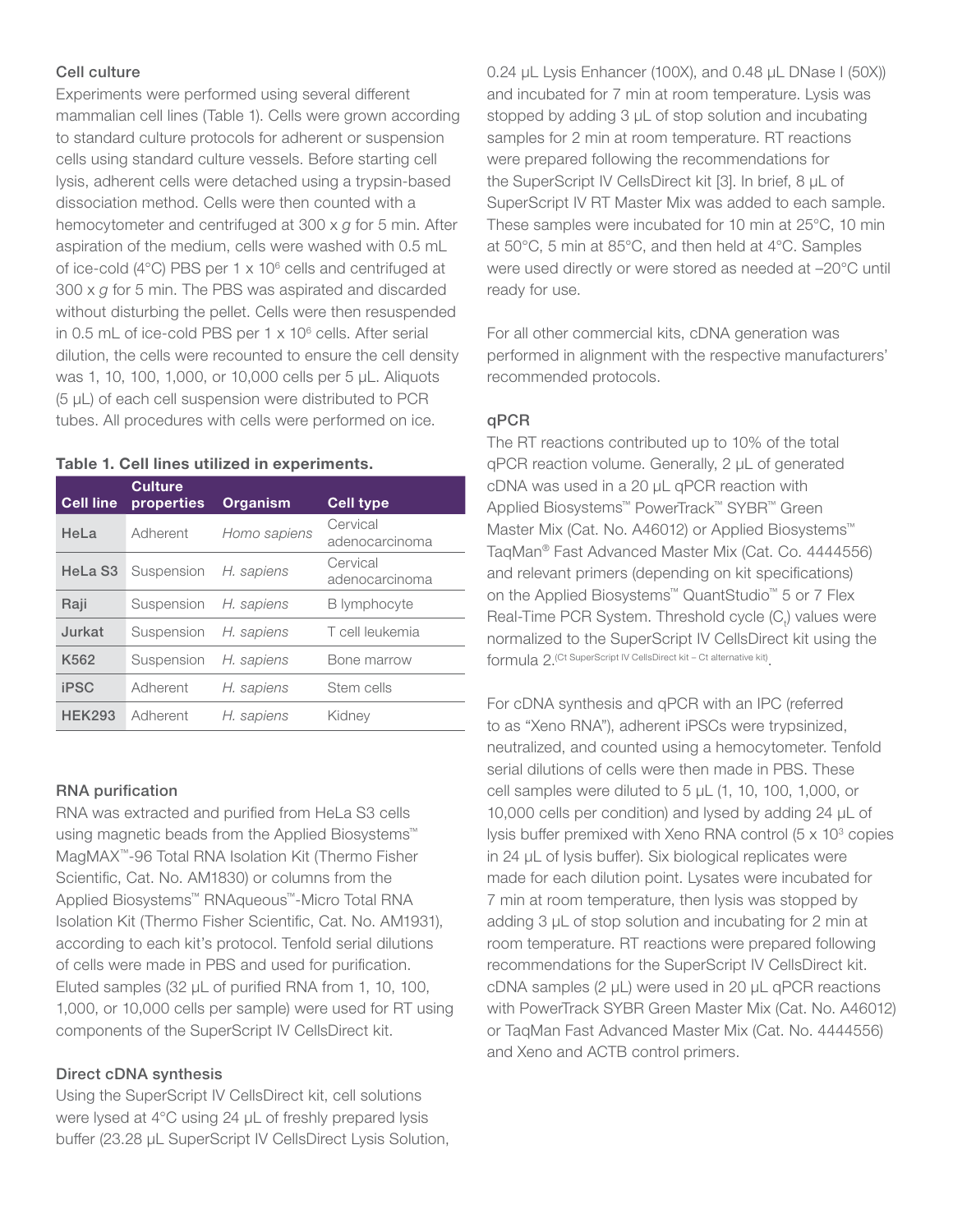### Cell culture

Experiments were performed using several different mammalian cell lines (Table 1). Cells were grown according to standard culture protocols for adherent or suspension cells using standard culture vessels. Before starting cell lysis, adherent cells were detached using a trypsin-based dissociation method. Cells were then counted with a hemocytometer and centrifuged at 300 x *g* for 5 min. After aspiration of the medium, cells were washed with 0.5 mL of ice-cold (4°C) PBS per 1 x $10^6$ cells and centrifuged at 300 x *g* for 5 min. The PBS was aspirated and discarded without disturbing the pellet. Cells were then resuspended in 0.5 mL of ice-cold PBS per 1 x $10^6$ cells. After serial dilution, the cells were recounted to ensure the cell density was 1, 10, 100, 1,000, or 10,000 cells per 5 µL. Aliquots (5 µL) of each cell suspension were distributed to PCR tubes. All procedures with cells were performed on ice.

**Table 1. Cell lines utilized in experiments.**

| Cell line | Culture properties | Organism | Cell type |
|---|---|---|---|
| **HeLa** | Adherent | *Homo sapiens* | Cervical adenocarcinoma |
| **HeLa S3** | Suspension | *H. sapiens* | Cervical adenocarcinoma |
| **Raji** | Suspension | *H. sapiens* | B lymphocyte |
| **Jurkat** | Suspension | *H. sapiens* | T cell leukemia |
| **K562** | Suspension | *H. sapiens* | Bone marrow |
| **iPSC** | Adherent | *H. sapiens* | Stem cells |
| **HEK293** | Adherent | *H. sapiens* | Kidney |

### RNA purification

RNA was extracted and purified from HeLa S3 cells using magnetic beads from the Applied Biosystems™ MagMAX™-96 Total RNA Isolation Kit (Thermo Fisher Scientific, Cat. No. AM1830) or columns from the Applied Biosystems™ RNAqueous™-Micro Total RNA Isolation Kit (Thermo Fisher Scientific, Cat. No. AM1931), according to each kit's protocol. Tenfold serial dilutions of cells were made in PBS and used for purification. Eluted samples (32 µL of purified RNA from 1, 10, 100, 1,000, or 10,000 cells per sample) were used for RT using components of the SuperScript IV CellsDirect kit.

### Direct cDNA synthesis

Using the SuperScript IV CellsDirect kit, cell solutions were lysed at 4°C using 24 µL of freshly prepared lysis buffer (23.28 µL SuperScript IV CellsDirect Lysis Solution, 0.24 µL Lysis Enhancer (100X), and 0.48 µL DNase I (50X)) and incubated for 7 min at room temperature. Lysis was stopped by adding 3 µL of stop solution and incubating samples for 2 min at room temperature. RT reactions were prepared following the recommendations for the SuperScript IV CellsDirect kit [3]. In brief, 8 µL of SuperScript IV RT Master Mix was added to each sample. These samples were incubated for 10 min at 25°C, 10 min at 50°C, 5 min at 85°C, and then held at 4°C. Samples were used directly or were stored as needed at –20°C until ready for use.

For all other commercial kits, cDNA generation was performed in alignment with the respective manufacturers' recommended protocols.

### qPCR

The RT reactions contributed up to 10% of the total qPCR reaction volume. Generally, 2 µL of generated cDNA was used in a 20 µL qPCR reaction with Applied Biosystems™ PowerTrack™ SYBR™ Green Master Mix (Cat. No. A46012) or Applied Biosystems™ TaqMan® Fast Advanced Master Mix (Cat. Co. 4444556) and relevant primers (depending on kit specifications) on the Applied Biosystems™ QuantStudio™ 5 or 7 Flex Real-Time PCR System. Threshold cycle ($C_t$) values were normalized to the SuperScript IV CellsDirect kit using the formula $2^{(\text{Ct SuperScript IV CellsDirect kit} - \text{Ct alternative kit})}$.

For cDNA synthesis and qPCR with an IPC (referred to as "Xeno RNA"), adherent iPSCs were trypsinized, neutralized, and counted using a hemocytometer. Tenfold serial dilutions of cells were then made in PBS. These cell samples were diluted to 5 µL (1, 10, 100, 1,000, or 10,000 cells per condition) and lysed by adding 24 µL of lysis buffer premixed with Xeno RNA control (5 x $10^3$ copies in 24 µL of lysis buffer). Six biological replicates were made for each dilution point. Lysates were incubated for 7 min at room temperature, then lysis was stopped by adding 3 µL of stop solution and incubating for 2 min at room temperature. RT reactions were prepared following recommendations for the SuperScript IV CellsDirect kit. cDNA samples (2 µL) were used in 20 µL qPCR reactions with PowerTrack SYBR Green Master Mix (Cat. No. A46012) or TaqMan Fast Advanced Master Mix (Cat. No. 4444556) and Xeno and ACTB control primers.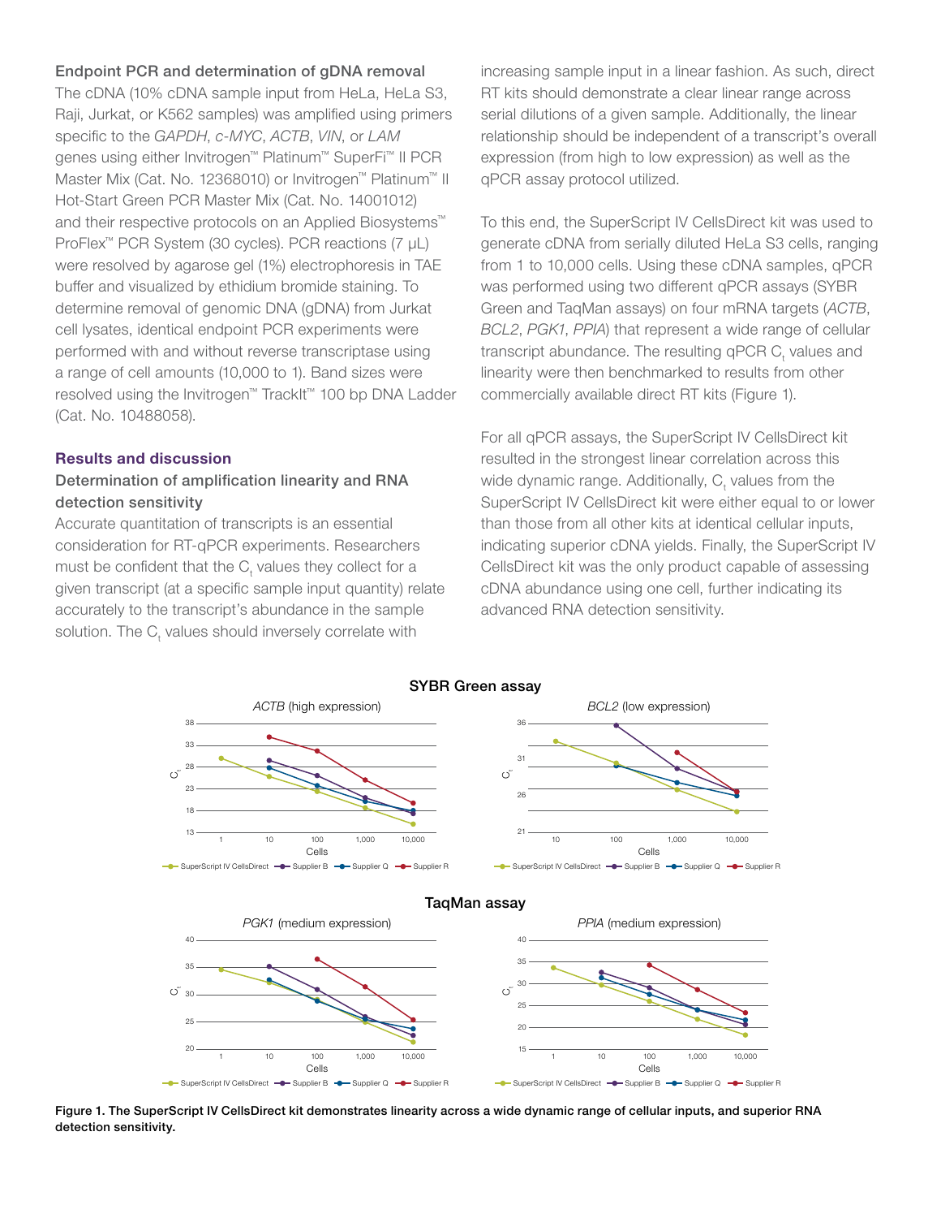### Endpoint PCR and determination of gDNA removal

The cDNA (10% cDNA sample input from HeLa, HeLa S3, Raji, Jurkat, or K562 samples) was amplified using primers specific to the *GAPDH*, *c-MYC*, *ACTB*, *VIN*, or *LAM* genes using either Invitrogen™ Platinum™ SuperFi™ II PCR Master Mix (Cat. No. 12368010) or Invitrogen™ Platinum™ II Hot-Start Green PCR Master Mix (Cat. No. 14001012) and their respective protocols on an Applied Biosystems™ ProFlex™ PCR System (30 cycles). PCR reactions (7 µL) were resolved by agarose gel (1%) electrophoresis in TAE buffer and visualized by ethidium bromide staining. To determine removal of genomic DNA (gDNA) from Jurkat cell lysates, identical endpoint PCR experiments were performed with and without reverse transcriptase using a range of cell amounts (10,000 to 1). Band sizes were resolved using the Invitrogen™ TrackIt™ 100 bp DNA Ladder (Cat. No. 10488058).

## Results and discussion

### Determination of amplification linearity and RNA detection sensitivity

Accurate quantitation of transcripts is an essential consideration for RT-qPCR experiments. Researchers must be confident that the $C_t$ values they collect for a given transcript (at a specific sample input quantity) relate accurately to the transcript's abundance in the sample solution. The $C_t$ values should inversely correlate with increasing sample input in a linear fashion. As such, direct RT kits should demonstrate a clear linear range across serial dilutions of a given sample. Additionally, the linear relationship should be independent of a transcript's overall expression (from high to low expression) as well as the qPCR assay protocol utilized.

To this end, the SuperScript IV CellsDirect kit was used to generate cDNA from serially diluted HeLa S3 cells, ranging from 1 to 10,000 cells. Using these cDNA samples, qPCR was performed using two different qPCR assays (SYBR Green and TaqMan assays) on four mRNA targets (*ACTB*, *BCL2*, *PGK1*, *PPIA*) that represent a wide range of cellular transcript abundance. The resulting qPCR $C_t$ values and linearity were then benchmarked to results from other commercially available direct RT kits (Figure 1).

For all qPCR assays, the SuperScript IV CellsDirect kit resulted in the strongest linear correlation across this wide dynamic range. Additionally, $C_t$ values from the SuperScript IV CellsDirect kit were either equal to or lower than those from all other kits at identical cellular inputs, indicating superior cDNA yields. Finally, the SuperScript IV CellsDirect kit was the only product capable of assessing cDNA abundance using one cell, further indicating its advanced RNA detection sensitivity.

**Figure 1. The SuperScript IV CellsDirect kit demonstrates linearity across a wide dynamic range of cellular inputs, and superior RNA detection sensitivity.**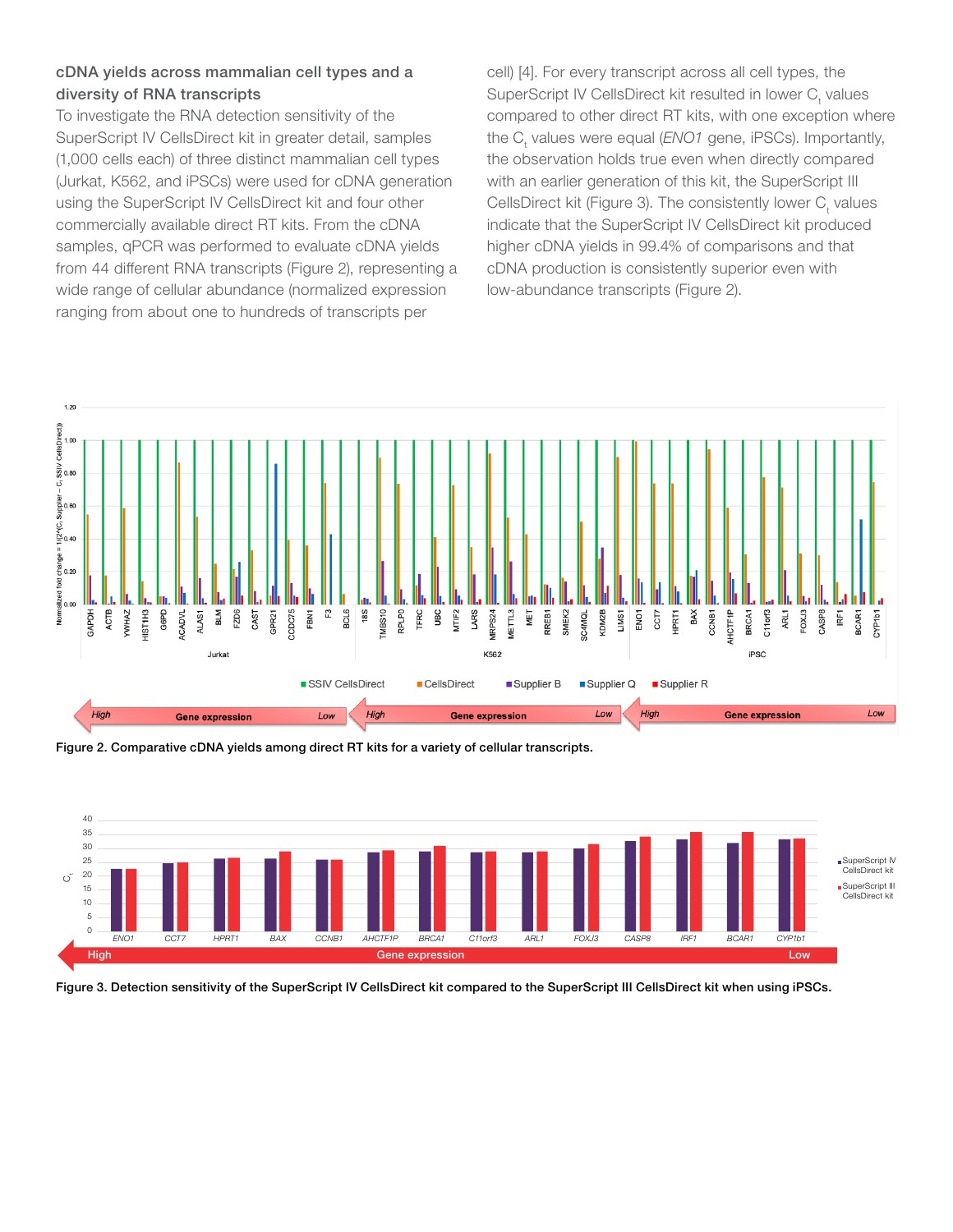### cDNA yields across mammalian cell types and a diversity of RNA transcripts

To investigate the RNA detection sensitivity of the SuperScript IV CellsDirect kit in greater detail, samples (1,000 cells each) of three distinct mammalian cell types (Jurkat, K562, and iPSCs) were used for cDNA generation using the SuperScript IV CellsDirect kit and four other commercially available direct RT kits. From the cDNA samples, qPCR was performed to evaluate cDNA yields from 44 different RNA transcripts (Figure 2), representing a wide range of cellular abundance (normalized expression ranging from about one to hundreds of transcripts per cell) [4]. For every transcript across all cell types, the SuperScript IV CellsDirect kit resulted in lower $C_t$ values compared to other direct RT kits, with one exception where the $C_t$ values were equal (*ENO1* gene, iPSCs). Importantly, the observation holds true even when directly compared with an earlier generation of this kit, the SuperScript III CellsDirect kit (Figure 3). The consistently lower $C_t$ values indicate that the SuperScript IV CellsDirect kit produced higher cDNA yields in 99.4% of comparisons and that cDNA production is consistently superior even with low-abundance transcripts (Figure 2).

**Figure 2. Comparative cDNA yields among direct RT kits for a variety of cellular transcripts.**

**Figure 3. Detection sensitivity of the SuperScript IV CellsDirect kit compared to the SuperScript III CellsDirect kit when using iPSCs.**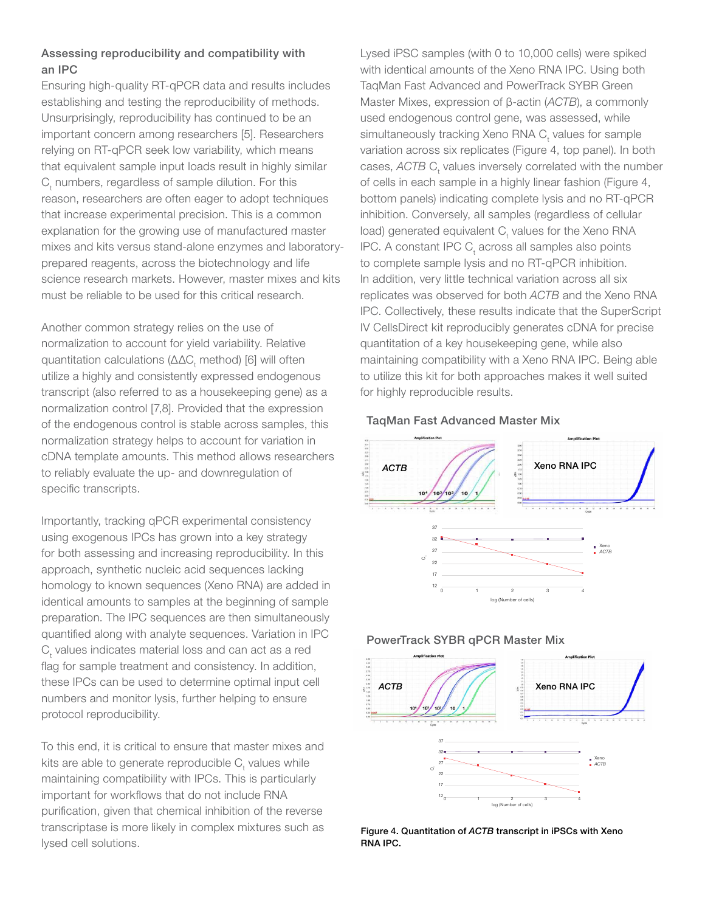### Assessing reproducibility and compatibility with an IPC

Ensuring high-quality RT-qPCR data and results includes establishing and testing the reproducibility of methods. Unsurprisingly, reproducibility has continued to be an important concern among researchers [5]. Researchers relying on RT-qPCR seek low variability, which means that equivalent sample input loads result in highly similar $C_t$ numbers, regardless of sample dilution. For this reason, researchers are often eager to adopt techniques that increase experimental precision. This is a common explanation for the growing use of manufactured master mixes and kits versus stand-alone enzymes and laboratory-prepared reagents, across the biotechnology and life science research markets. However, master mixes and kits must be reliable to be used for this critical research.

Another common strategy relies on the use of normalization to account for yield variability. Relative quantitation calculations ($\Delta\Delta C_t$ method) [6] will often utilize a highly and consistently expressed endogenous transcript (also referred to as a housekeeping gene) as a normalization control [7,8]. Provided that the expression of the endogenous control is stable across samples, this normalization strategy helps to account for variation in cDNA template amounts. This method allows researchers to reliably evaluate the up- and downregulation of specific transcripts.

Importantly, tracking qPCR experimental consistency using exogenous IPCs has grown into a key strategy for both assessing and increasing reproducibility. In this approach, synthetic nucleic acid sequences lacking homology to known sequences (Xeno RNA) are added in identical amounts to samples at the beginning of sample preparation. The IPC sequences are then simultaneously quantified along with analyte sequences. Variation in IPC $C_t$ values indicates material loss and can act as a red flag for sample treatment and consistency. In addition, these IPCs can be used to determine optimal input cell numbers and monitor lysis, further helping to ensure protocol reproducibility.

To this end, it is critical to ensure that master mixes and kits are able to generate reproducible $C_t$ values while maintaining compatibility with IPCs. This is particularly important for workflows that do not include RNA purification, given that chemical inhibition of the reverse transcriptase is more likely in complex mixtures such as lysed cell solutions.

Lysed iPSC samples (with 0 to 10,000 cells) were spiked with identical amounts of the Xeno RNA IPC. Using both TaqMan Fast Advanced and PowerTrack SYBR Green Master Mixes, expression of β-actin (*ACTB*), a commonly used endogenous control gene, was assessed, while simultaneously tracking Xeno RNA $C_t$ values for sample variation across six replicates (Figure 4, top panel). In both cases, *ACTB* $C_t$ values inversely correlated with the number of cells in each sample in a highly linear fashion (Figure 4, bottom panels) indicating complete lysis and no RT-qPCR inhibition. Conversely, all samples (regardless of cellular load) generated equivalent $C_t$ values for the Xeno RNA IPC. A constant IPC $C_t$ across all samples also points to complete sample lysis and no RT-qPCR inhibition. In addition, very little technical variation across all six replicates was observed for both *ACTB* and the Xeno RNA IPC. Collectively, these results indicate that the SuperScript IV CellsDirect kit reproducibly generates cDNA for precise quantitation of a key housekeeping gene, while also maintaining compatibility with a Xeno RNA IPC. Being able to utilize this kit for both approaches makes it well suited for highly reproducible results.

TaqMan Fast Advanced Master Mix

PowerTrack SYBR qPCR Master Mix

**Figure 4. Quantitation of *ACTB* transcript in iPSCs with Xeno RNA IPC.**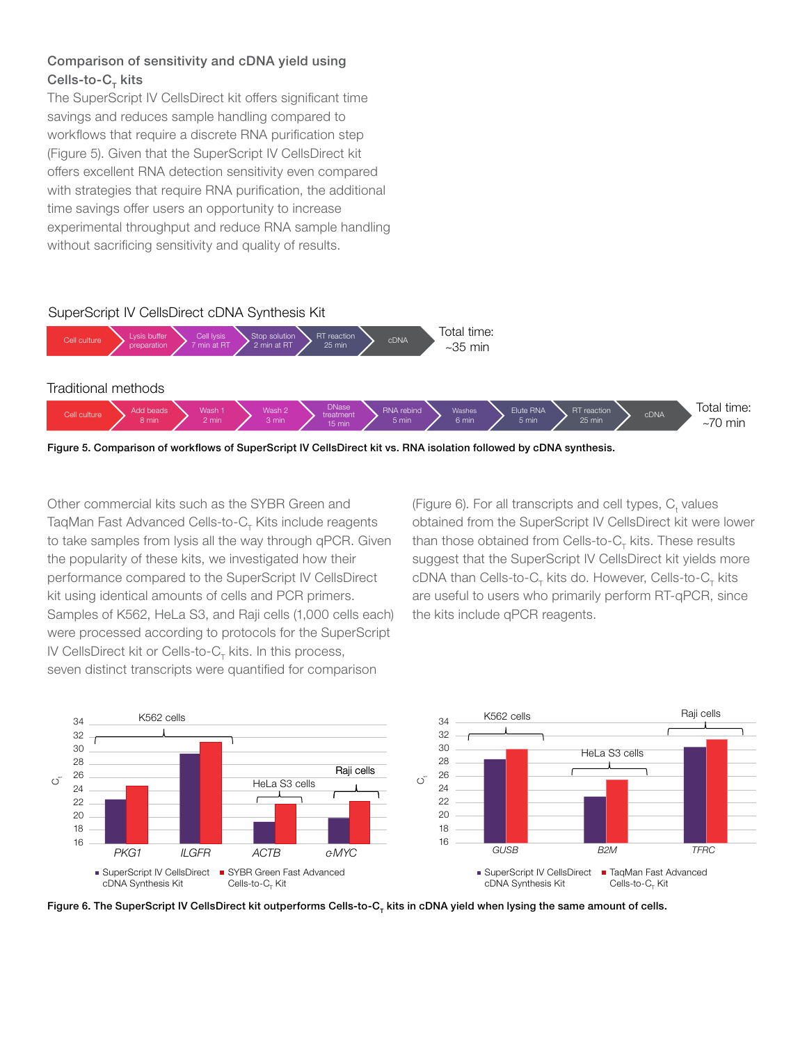### Comparison of sensitivity and cDNA yield using Cells-to-$C_T$ kits

The SuperScript IV CellsDirect kit offers significant time savings and reduces sample handling compared to workflows that require a discrete RNA purification step (Figure 5). Given that the SuperScript IV CellsDirect kit offers excellent RNA detection sensitivity even compared with strategies that require RNA purification, the additional time savings offer users an opportunity to increase experimental throughput and reduce RNA sample handling without sacrificing sensitivity and quality of results.

**SuperScript IV CellsDirect cDNA Synthesis Kit**

Cell culture → Lysis buffer preparation → Cell lysis 7 min at RT → Stop solution 2 min at RT → RT reaction 25 min → cDNA — Total time: ~35 min

**Traditional methods**

Cell culture → Add beads 8 min → Wash 1 2 min → Wash 2 3 min → DNase treatment 15 min → RNA rebind 5 min → Washes 6 min → Elute RNA 5 min → RT reaction 25 min → cDNA — Total time: ~70 min

**Figure 5. Comparison of workflows of SuperScript IV CellsDirect kit vs. RNA isolation followed by cDNA synthesis.**

Other commercial kits such as the SYBR Green and TaqMan Fast Advanced Cells-to-$C_T$ Kits include reagents to take samples from lysis all the way through qPCR. Given the popularity of these kits, we investigated how their performance compared to the SuperScript IV CellsDirect kit using identical amounts of cells and PCR primers. Samples of K562, HeLa S3, and Raji cells (1,000 cells each) were processed according to protocols for the SuperScript IV CellsDirect kit or Cells-to-$C_T$ kits. In this process, seven distinct transcripts were quantified for comparison (Figure 6). For all transcripts and cell types, $C_t$ values obtained from the SuperScript IV CellsDirect kit were lower than those obtained from Cells-to-$C_T$ kits. These results suggest that the SuperScript IV CellsDirect kit yields more cDNA than Cells-to-$C_T$ kits do. However, Cells-to-$C_T$ kits are useful to users who primarily perform RT-qPCR, since the kits include qPCR reagents.

**Figure 6. The SuperScript IV CellsDirect kit outperforms Cells-to-$C_T$ kits in cDNA yield when lysing the same amount of cells.**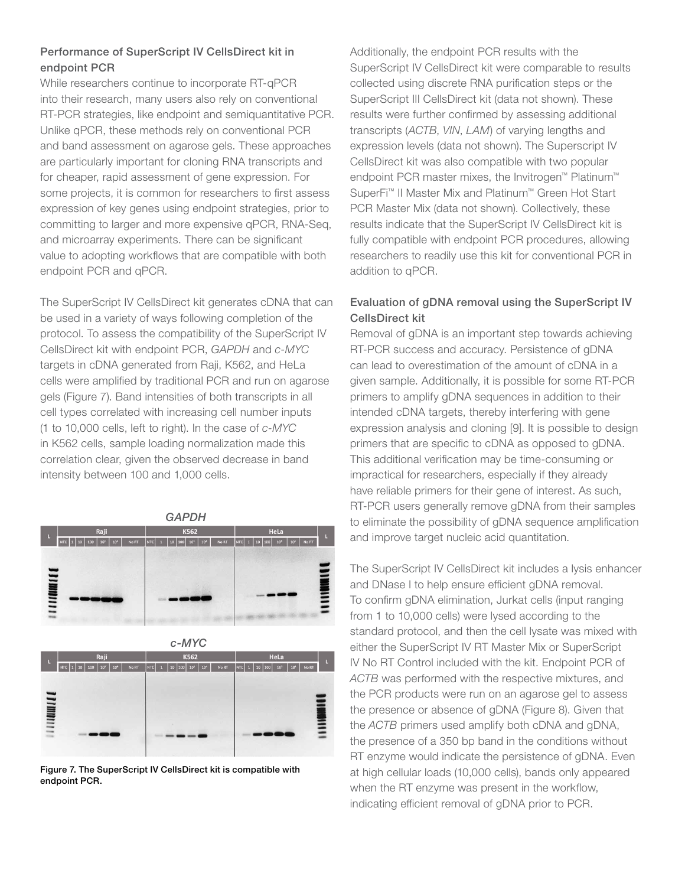### Performance of SuperScript IV CellsDirect kit in endpoint PCR

While researchers continue to incorporate RT-qPCR into their research, many users also rely on conventional RT-PCR strategies, like endpoint and semiquantitative PCR. Unlike qPCR, these methods rely on conventional PCR and band assessment on agarose gels. These approaches are particularly important for cloning RNA transcripts and for cheaper, rapid assessment of gene expression. For some projects, it is common for researchers to first assess expression of key genes using endpoint strategies, prior to committing to larger and more expensive qPCR, RNA-Seq, and microarray experiments. There can be significant value to adopting workflows that are compatible with both endpoint PCR and qPCR.

The SuperScript IV CellsDirect kit generates cDNA that can be used in a variety of ways following completion of the protocol. To assess the compatibility of the SuperScript IV CellsDirect kit with endpoint PCR, *GAPDH* and *c-MYC* targets in cDNA generated from Raji, K562, and HeLa cells were amplified by traditional PCR and run on agarose gels (Figure 7). Band intensities of both transcripts in all cell types correlated with increasing cell number inputs (1 to 10,000 cells, left to right). In the case of *c-MYC* in K562 cells, sample loading normalization made this correlation clear, given the observed decrease in band intensity between 100 and 1,000 cells.

**Figure 7. The SuperScript IV CellsDirect kit is compatible with endpoint PCR.**

Additionally, the endpoint PCR results with the SuperScript IV CellsDirect kit were comparable to results collected using discrete RNA purification steps or the SuperScript III CellsDirect kit (data not shown). These results were further confirmed by assessing additional transcripts (*ACTB*, *VIN*, *LAM*) of varying lengths and expression levels (data not shown). The Superscript IV CellsDirect kit was also compatible with two popular endpoint PCR master mixes, the Invitrogen™ Platinum™ SuperFi™ II Master Mix and Platinum™ Green Hot Start PCR Master Mix (data not shown). Collectively, these results indicate that the SuperScript IV CellsDirect kit is fully compatible with endpoint PCR procedures, allowing researchers to readily use this kit for conventional PCR in addition to qPCR.

### Evaluation of gDNA removal using the SuperScript IV CellsDirect kit

Removal of gDNA is an important step towards achieving RT-PCR success and accuracy. Persistence of gDNA can lead to overestimation of the amount of cDNA in a given sample. Additionally, it is possible for some RT-PCR primers to amplify gDNA sequences in addition to their intended cDNA targets, thereby interfering with gene expression analysis and cloning [9]. It is possible to design primers that are specific to cDNA as opposed to gDNA. This additional verification may be time-consuming or impractical for researchers, especially if they already have reliable primers for their gene of interest. As such, RT-PCR users generally remove gDNA from their samples to eliminate the possibility of gDNA sequence amplification and improve target nucleic acid quantitation.

The SuperScript IV CellsDirect kit includes a lysis enhancer and DNase I to help ensure efficient gDNA removal. To confirm gDNA elimination, Jurkat cells (input ranging from 1 to 10,000 cells) were lysed according to the standard protocol, and then the cell lysate was mixed with either the SuperScript IV RT Master Mix or SuperScript IV No RT Control included with the kit. Endpoint PCR of *ACTB* was performed with the respective mixtures, and the PCR products were run on an agarose gel to assess the presence or absence of gDNA (Figure 8). Given that the *ACTB* primers used amplify both cDNA and gDNA, the presence of a 350 bp band in the conditions without RT enzyme would indicate the persistence of gDNA. Even at high cellular loads (10,000 cells), bands only appeared when the RT enzyme was present in the workflow, indicating efficient removal of gDNA prior to PCR.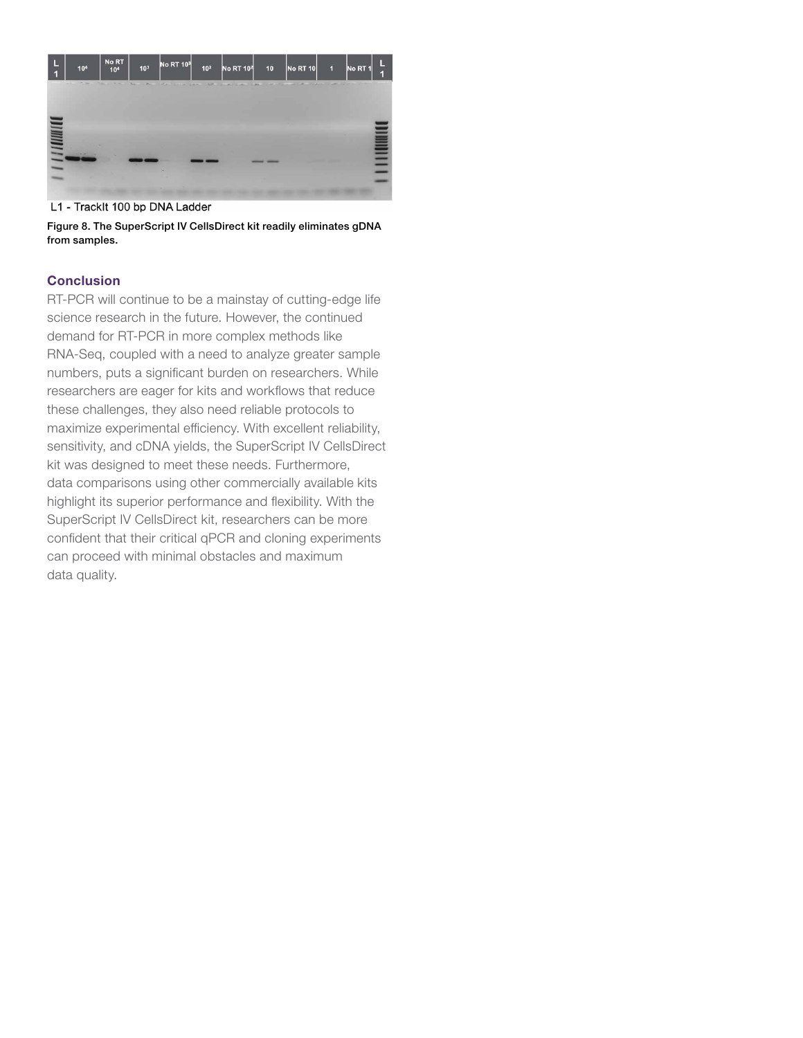L1 - TrackIt 100 bp DNA Ladder

**Figure 8. The SuperScript IV CellsDirect kit readily eliminates gDNA from samples.**

## Conclusion

RT-PCR will continue to be a mainstay of cutting-edge life science research in the future. However, the continued demand for RT-PCR in more complex methods like RNA-Seq, coupled with a need to analyze greater sample numbers, puts a significant burden on researchers. While researchers are eager for kits and workflows that reduce these challenges, they also need reliable protocols to maximize experimental efficiency. With excellent reliability, sensitivity, and cDNA yields, the SuperScript IV CellsDirect kit was designed to meet these needs. Furthermore, data comparisons using other commercially available kits highlight its superior performance and flexibility. With the SuperScript IV CellsDirect kit, researchers can be more confident that their critical qPCR and cloning experiments can proceed with minimal obstacles and maximum data quality.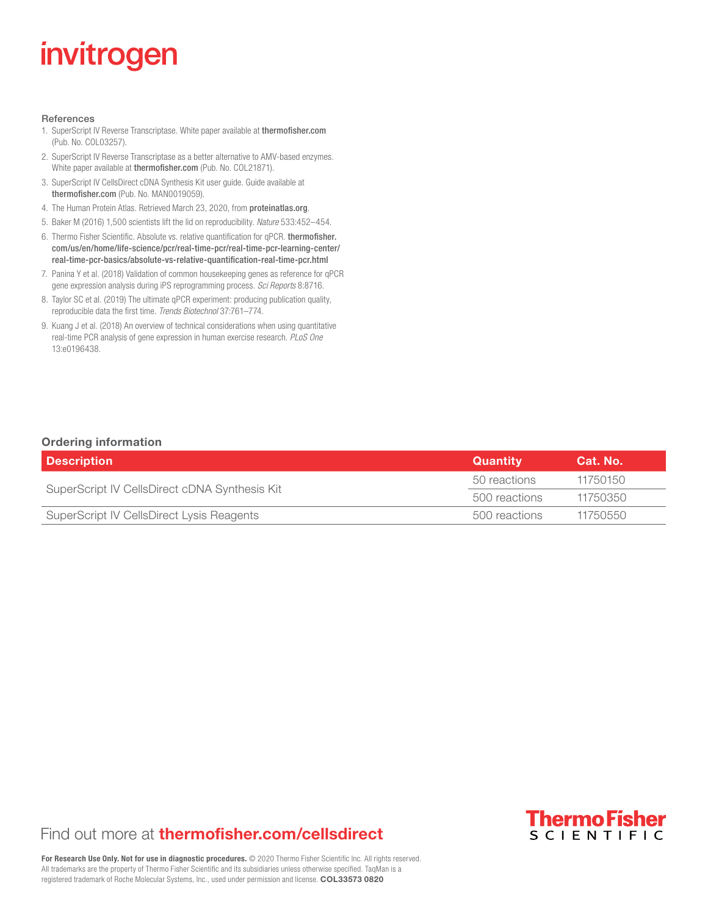## References

1. SuperScript IV Reverse Transcriptase. White paper available at **thermofisher.com** (Pub. No. COL03257).
2. SuperScript IV Reverse Transcriptase as a better alternative to AMV-based enzymes. White paper available at **thermofisher.com** (Pub. No. COL21871).
3. SuperScript IV CellsDirect cDNA Synthesis Kit user guide. Guide available at **thermofisher.com** (Pub. No. MAN0019059).
4. The Human Protein Atlas. Retrieved March 23, 2020, from **proteinatlas.org**.
5. Baker M (2016) 1,500 scientists lift the lid on reproducibility. *Nature* 533:452–454.
6. Thermo Fisher Scientific. Absolute vs. relative quantification for qPCR. **thermofisher.com/us/en/home/life-science/pcr/real-time-pcr/real-time-pcr-learning-center/real-time-pcr-basics/absolute-vs-relative-quantification-real-time-pcr.html**
7. Panina Y et al. (2018) Validation of common housekeeping genes as reference for qPCR gene expression analysis during iPS reprogramming process. *Sci Reports* 8:8716.
8. Taylor SC et al. (2019) The ultimate qPCR experiment: producing publication quality, reproducible data the first time. *Trends Biotechnol* 37:761–774.
9. Kuang J et al. (2018) An overview of technical considerations when using quantitative real-time PCR analysis of gene expression in human exercise research. *PLoS One* 13:e0196438.

## Ordering information

| Description | Quantity | Cat. No. |
|---|---|---|
| SuperScript IV CellsDirect cDNA Synthesis Kit | 50 reactions | 11750150 |
| | 500 reactions | 11750350 |
| SuperScript IV CellsDirect Lysis Reagents | 500 reactions | 11750550 |

Find out more at **thermofisher.com/cellsdirect**

**For Research Use Only. Not for use in diagnostic procedures.** © 2020 Thermo Fisher Scientific Inc. All rights reserved. All trademarks are the property of Thermo Fisher Scientific and its subsidiaries unless otherwise specified. TaqMan is a registered trademark of Roche Molecular Systems, Inc., used under permission and license. **COL33573 0820**